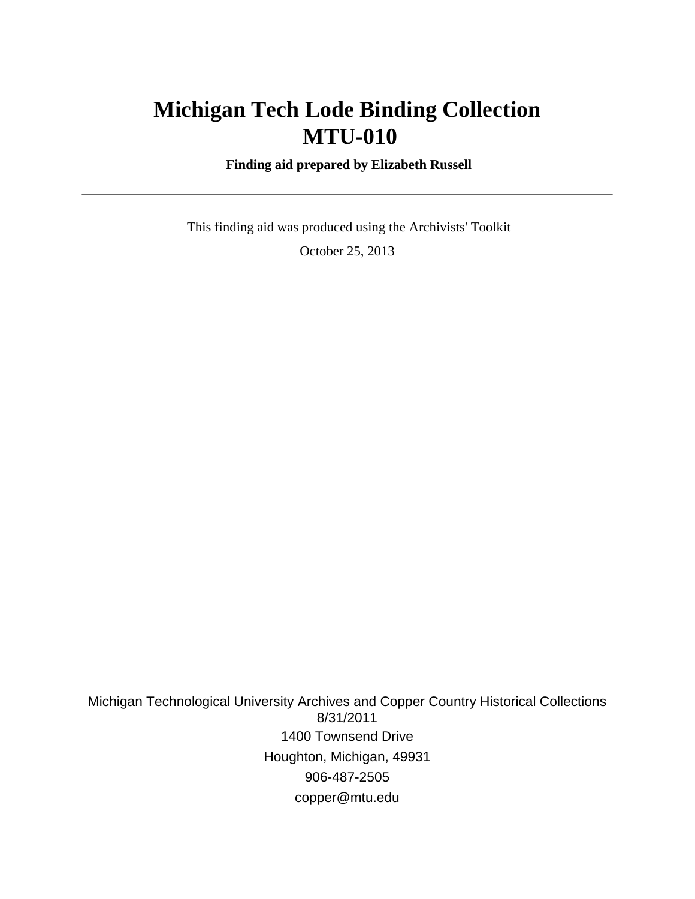# Michigan Tech Lode Binding Collection
# MTU-010

**Finding aid prepared by Elizabeth Russell**

---

This finding aid was produced using the Archivists' Toolkit

October 25, 2013

Michigan Technological University Archives and Copper Country Historical Collections
8/31/2011
1400 Townsend Drive
Houghton, Michigan, 49931
906-487-2505
copper@mtu.edu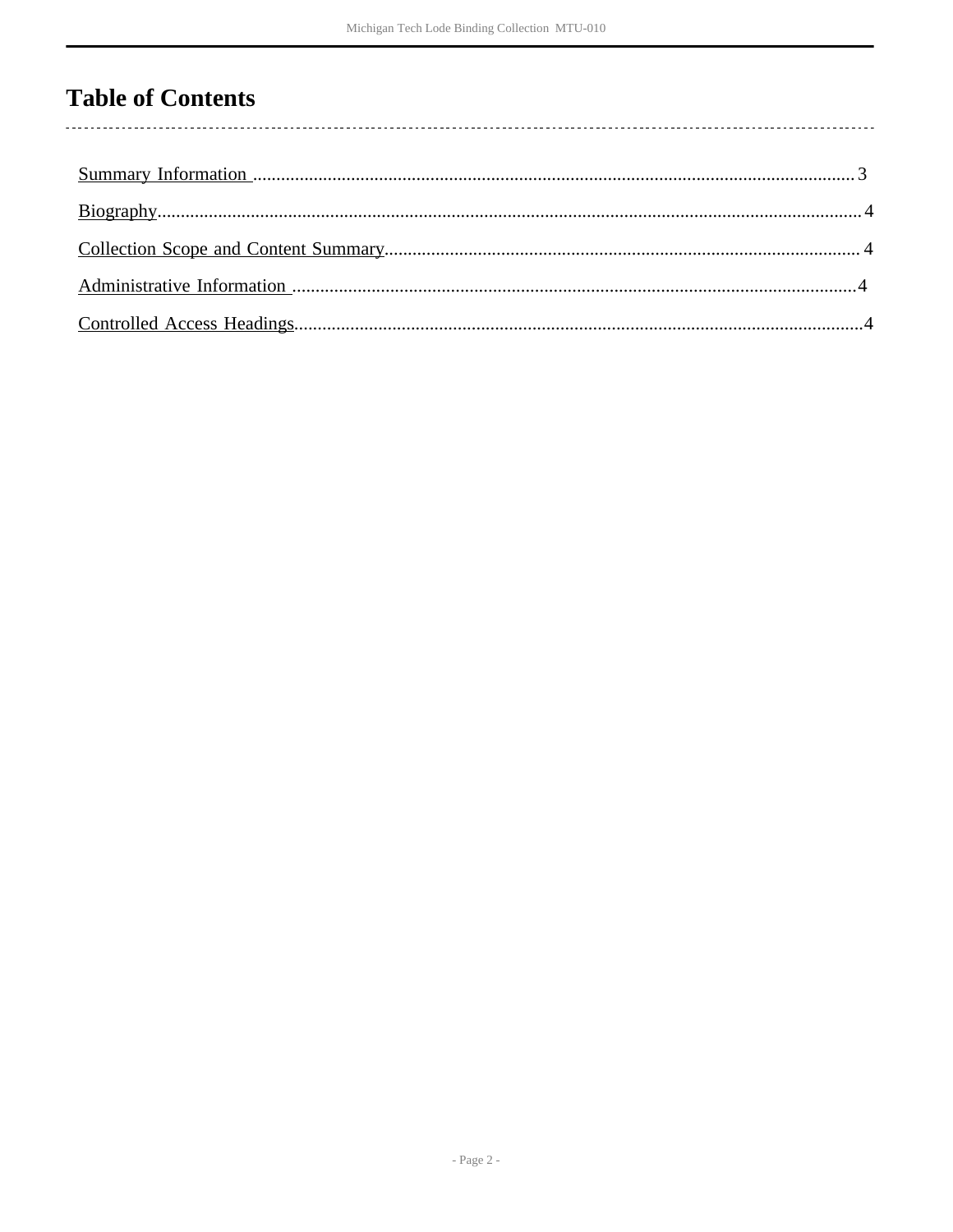# Table of Contents

Summary Information ........................................................ 3

Biography ........................................................ 4

Collection Scope and Content Summary ........................................................ 4

Administrative Information ........................................................ 4

Controlled Access Headings ........................................................ 4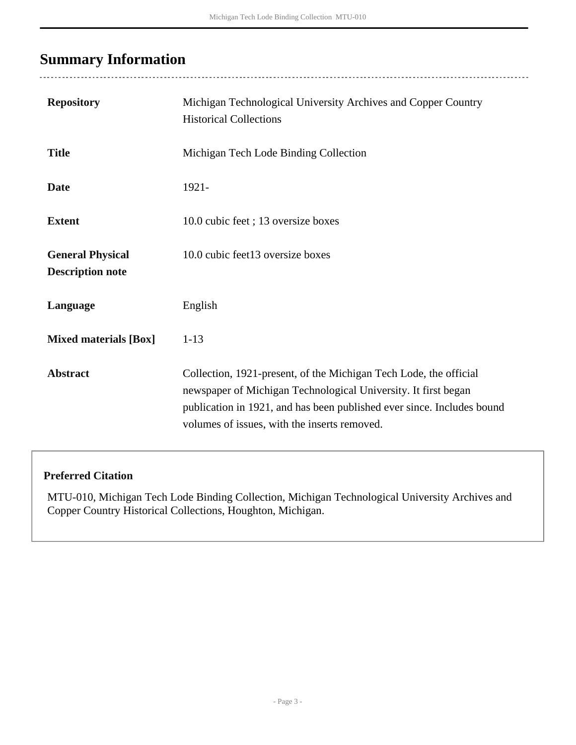## Summary Information

| | |
|---|---|
| **Repository** | Michigan Technological University Archives and Copper Country Historical Collections |
| **Title** | Michigan Tech Lode Binding Collection |
| **Date** | 1921- |
| **Extent** | 10.0 cubic feet ; 13 oversize boxes |
| **General Physical Description note** | 10.0 cubic feet13 oversize boxes |
| **Language** | English |
| **Mixed materials [Box]** | 1-13 |
| **Abstract** | Collection, 1921-present, of the Michigan Tech Lode, the official newspaper of Michigan Technological University. It first began publication in 1921, and has been published ever since. Includes bound volumes of issues, with the inserts removed. |

**Preferred Citation**

MTU-010, Michigan Tech Lode Binding Collection, Michigan Technological University Archives and Copper Country Historical Collections, Houghton, Michigan.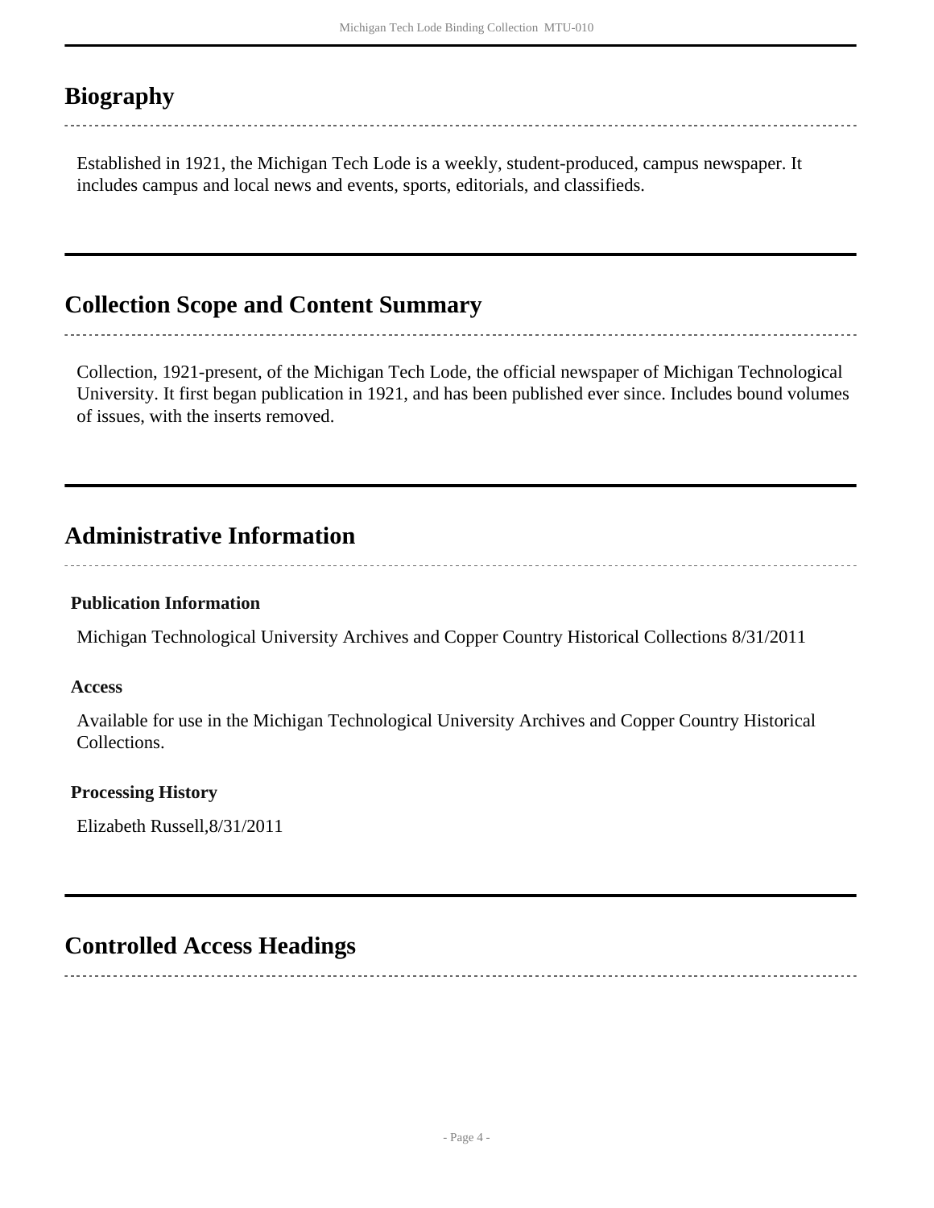## Biography

Established in 1921, the Michigan Tech Lode is a weekly, student-produced, campus newspaper. It includes campus and local news and events, sports, editorials, and classifieds.

## Collection Scope and Content Summary

Collection, 1921-present, of the Michigan Tech Lode, the official newspaper of Michigan Technological University. It first began publication in 1921, and has been published ever since. Includes bound volumes of issues, with the inserts removed.

## Administrative Information

### Publication Information

Michigan Technological University Archives and Copper Country Historical Collections 8/31/2011

### Access

Available for use in the Michigan Technological University Archives and Copper Country Historical Collections.

### Processing History

Elizabeth Russell,8/31/2011

## Controlled Access Headings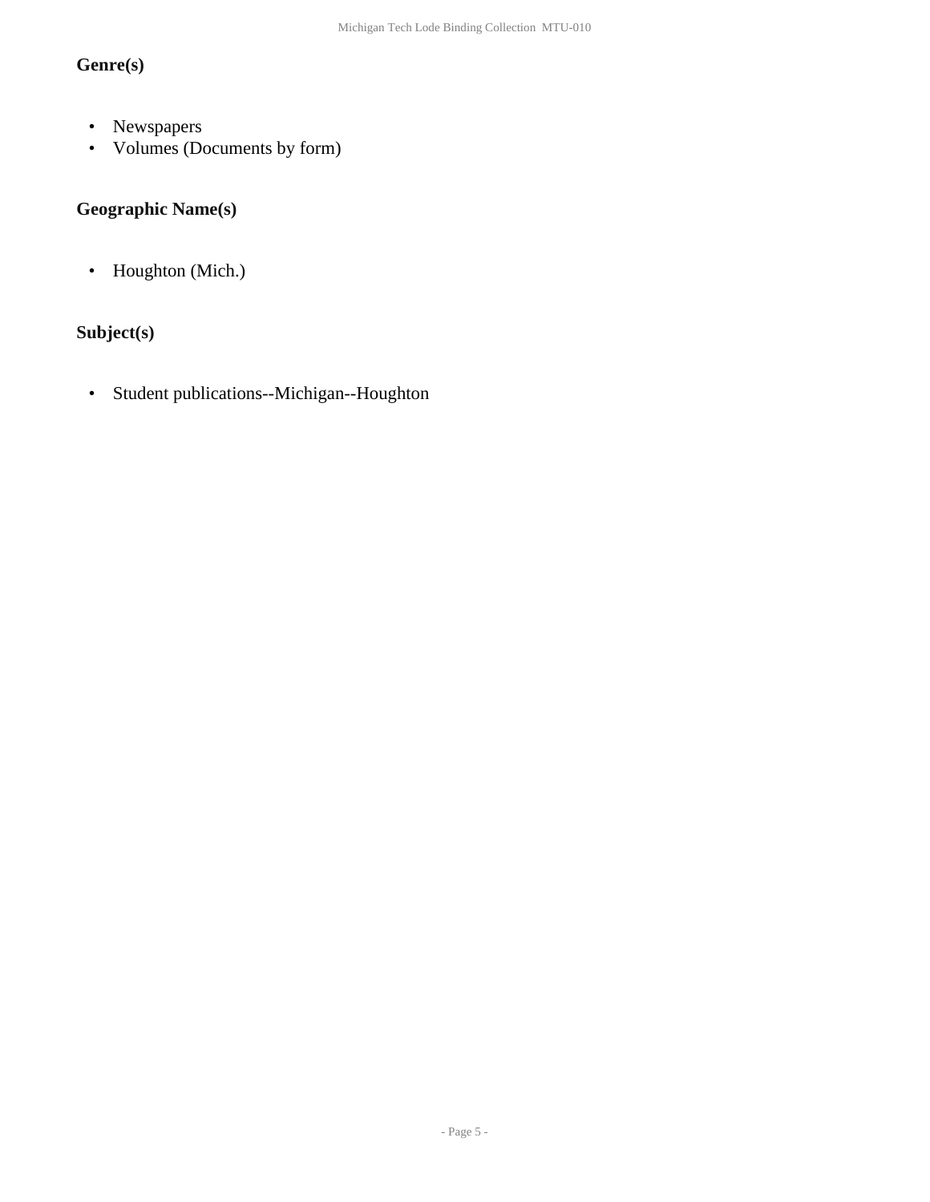### Genre(s)

- Newspapers
- Volumes (Documents by form)

### Geographic Name(s)

- Houghton (Mich.)

### Subject(s)

- Student publications--Michigan--Houghton